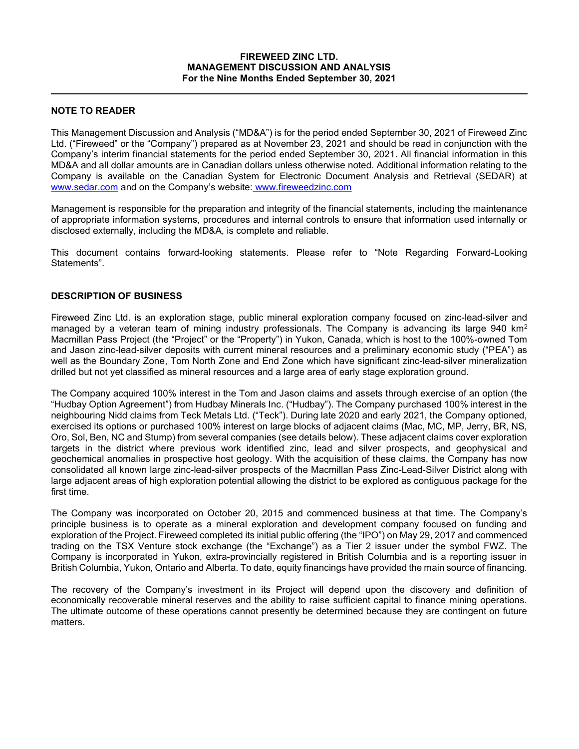# FIREWEED ZINC LTD.
## MANAGEMENT DISCUSSION AND ANALYSIS
### For the Nine Months Ended September 30, 2021

## NOTE TO READER

This Management Discussion and Analysis ("MD&A") is for the period ended September 30, 2021 of Fireweed Zinc Ltd. ("Fireweed" or the "Company") prepared as at November 23, 2021 and should be read in conjunction with the Company's interim financial statements for the period ended September 30, 2021. All financial information in this MD&A and all dollar amounts are in Canadian dollars unless otherwise noted. Additional information relating to the Company is available on the Canadian System for Electronic Document Analysis and Retrieval (SEDAR) at www.sedar.com and on the Company's website: www.fireweedzinc.com

Management is responsible for the preparation and integrity of the financial statements, including the maintenance of appropriate information systems, procedures and internal controls to ensure that information used internally or disclosed externally, including the MD&A, is complete and reliable.

This document contains forward-looking statements. Please refer to "Note Regarding Forward-Looking Statements".

## DESCRIPTION OF BUSINESS

Fireweed Zinc Ltd. is an exploration stage, public mineral exploration company focused on zinc-lead-silver and managed by a veteran team of mining industry professionals. The Company is advancing its large 940 $km^2$ Macmillan Pass Project (the "Project" or the "Property") in Yukon, Canada, which is host to the 100%-owned Tom and Jason zinc-lead-silver deposits with current mineral resources and a preliminary economic study ("PEA") as well as the Boundary Zone, Tom North Zone and End Zone which have significant zinc-lead-silver mineralization drilled but not yet classified as mineral resources and a large area of early stage exploration ground.

The Company acquired 100% interest in the Tom and Jason claims and assets through exercise of an option (the "Hudbay Option Agreement") from Hudbay Minerals Inc. ("Hudbay"). The Company purchased 100% interest in the neighbouring Nidd claims from Teck Metals Ltd. ("Teck"). During late 2020 and early 2021, the Company optioned, exercised its options or purchased 100% interest on large blocks of adjacent claims (Mac, MC, MP, Jerry, BR, NS, Oro, Sol, Ben, NC and Stump) from several companies (see details below). These adjacent claims cover exploration targets in the district where previous work identified zinc, lead and silver prospects, and geophysical and geochemical anomalies in prospective host geology. With the acquisition of these claims, the Company has now consolidated all known large zinc-lead-silver prospects of the Macmillan Pass Zinc-Lead-Silver District along with large adjacent areas of high exploration potential allowing the district to be explored as contiguous package for the first time.

The Company was incorporated on October 20, 2015 and commenced business at that time. The Company's principle business is to operate as a mineral exploration and development company focused on funding and exploration of the Project. Fireweed completed its initial public offering (the "IPO") on May 29, 2017 and commenced trading on the TSX Venture stock exchange (the "Exchange") as a Tier 2 issuer under the symbol FWZ. The Company is incorporated in Yukon, extra-provincially registered in British Columbia and is a reporting issuer in British Columbia, Yukon, Ontario and Alberta. To date, equity financings have provided the main source of financing.

The recovery of the Company's investment in its Project will depend upon the discovery and definition of economically recoverable mineral reserves and the ability to raise sufficient capital to finance mining operations. The ultimate outcome of these operations cannot presently be determined because they are contingent on future matters.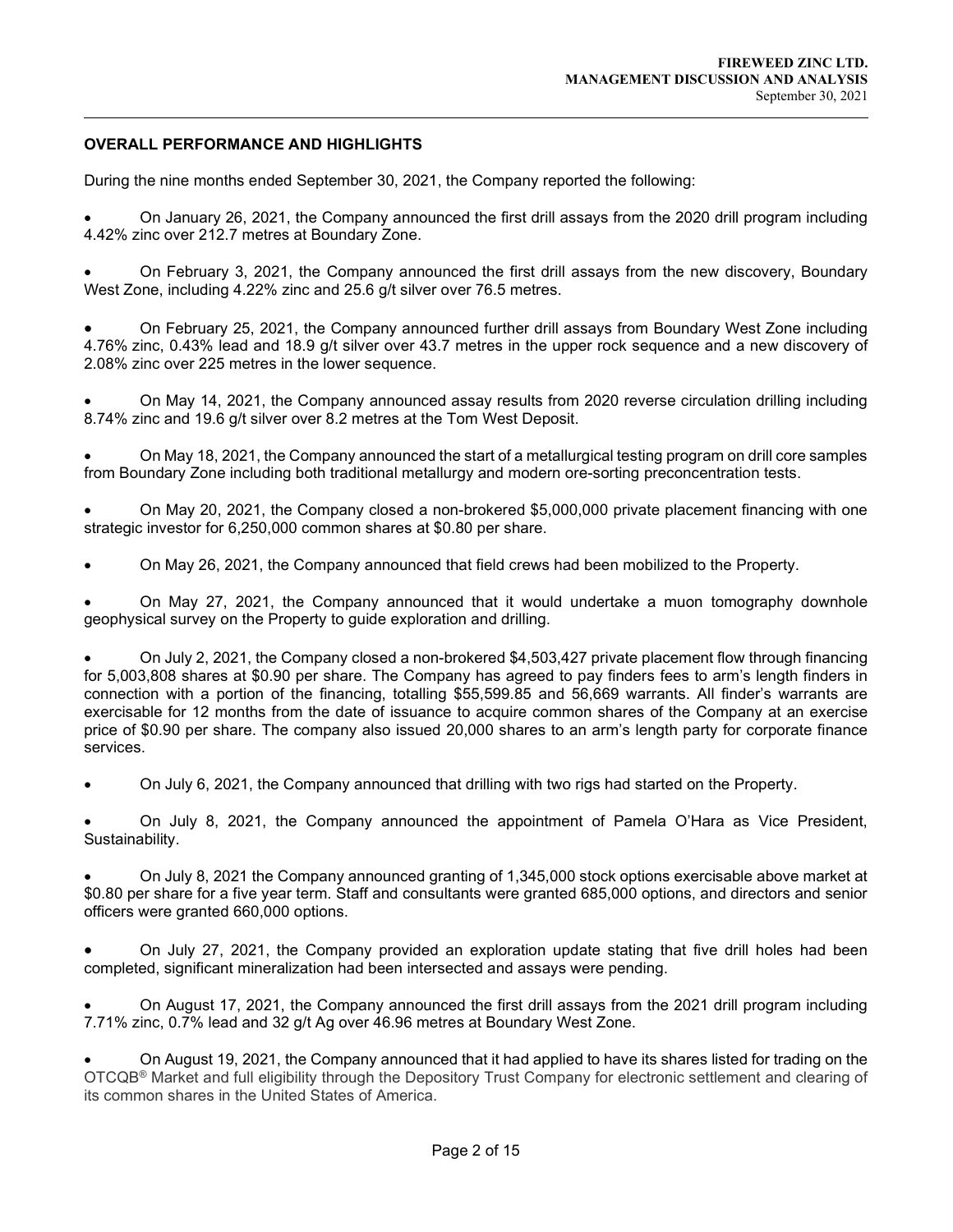## OVERALL PERFORMANCE AND HIGHLIGHTS

During the nine months ended September 30, 2021, the Company reported the following:

- On January 26, 2021, the Company announced the first drill assays from the 2020 drill program including 4.42% zinc over 212.7 metres at Boundary Zone.
- On February 3, 2021, the Company announced the first drill assays from the new discovery, Boundary West Zone, including 4.22% zinc and 25.6 g/t silver over 76.5 metres.
- On February 25, 2021, the Company announced further drill assays from Boundary West Zone including 4.76% zinc, 0.43% lead and 18.9 g/t silver over 43.7 metres in the upper rock sequence and a new discovery of 2.08% zinc over 225 metres in the lower sequence.
- On May 14, 2021, the Company announced assay results from 2020 reverse circulation drilling including 8.74% zinc and 19.6 g/t silver over 8.2 metres at the Tom West Deposit.
- On May 18, 2021, the Company announced the start of a metallurgical testing program on drill core samples from Boundary Zone including both traditional metallurgy and modern ore-sorting preconcentration tests.
- On May 20, 2021, the Company closed a non-brokered $5,000,000 private placement financing with one strategic investor for 6,250,000 common shares at $0.80 per share.
- On May 26, 2021, the Company announced that field crews had been mobilized to the Property.
- On May 27, 2021, the Company announced that it would undertake a muon tomography downhole geophysical survey on the Property to guide exploration and drilling.
- On July 2, 2021, the Company closed a non-brokered $4,503,427 private placement flow through financing for 5,003,808 shares at $0.90 per share. The Company has agreed to pay finders fees to arm's length finders in connection with a portion of the financing, totalling $55,599.85 and 56,669 warrants. All finder's warrants are exercisable for 12 months from the date of issuance to acquire common shares of the Company at an exercise price of $0.90 per share. The company also issued 20,000 shares to an arm's length party for corporate finance services.
- On July 6, 2021, the Company announced that drilling with two rigs had started on the Property.
- On July 8, 2021, the Company announced the appointment of Pamela O'Hara as Vice President, Sustainability.
- On July 8, 2021 the Company announced granting of 1,345,000 stock options exercisable above market at $0.80 per share for a five year term. Staff and consultants were granted 685,000 options, and directors and senior officers were granted 660,000 options.
- On July 27, 2021, the Company provided an exploration update stating that five drill holes had been completed, significant mineralization had been intersected and assays were pending.
- On August 17, 2021, the Company announced the first drill assays from the 2021 drill program including 7.71% zinc, 0.7% lead and 32 g/t Ag over 46.96 metres at Boundary West Zone.
- On August 19, 2021, the Company announced that it had applied to have its shares listed for trading on the OTCQB® Market and full eligibility through the Depository Trust Company for electronic settlement and clearing of its common shares in the United States of America.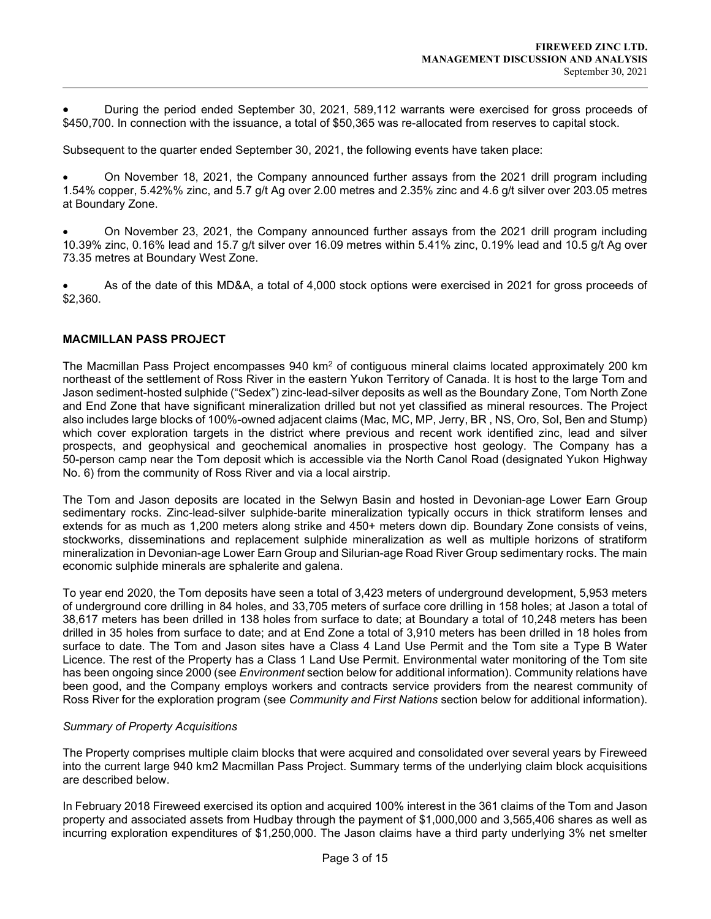- During the period ended September 30, 2021, 589,112 warrants were exercised for gross proceeds of $450,700. In connection with the issuance, a total of $50,365 was re-allocated from reserves to capital stock.

Subsequent to the quarter ended September 30, 2021, the following events have taken place:

- On November 18, 2021, the Company announced further assays from the 2021 drill program including 1.54% copper, 5.42%% zinc, and 5.7 g/t Ag over 2.00 metres and 2.35% zinc and 4.6 g/t silver over 203.05 metres at Boundary Zone.

- On November 23, 2021, the Company announced further assays from the 2021 drill program including 10.39% zinc, 0.16% lead and 15.7 g/t silver over 16.09 metres within 5.41% zinc, 0.19% lead and 10.5 g/t Ag over 73.35 metres at Boundary West Zone.

- As of the date of this MD&A, a total of 4,000 stock options were exercised in 2021 for gross proceeds of $2,360.

## MACMILLAN PASS PROJECT

The Macmillan Pass Project encompasses 940 $km^2$ of contiguous mineral claims located approximately 200 km northeast of the settlement of Ross River in the eastern Yukon Territory of Canada. It is host to the large Tom and Jason sediment-hosted sulphide ("Sedex") zinc-lead-silver deposits as well as the Boundary Zone, Tom North Zone and End Zone that have significant mineralization drilled but not yet classified as mineral resources. The Project also includes large blocks of 100%-owned adjacent claims (Mac, MC, MP, Jerry, BR , NS, Oro, Sol, Ben and Stump) which cover exploration targets in the district where previous and recent work identified zinc, lead and silver prospects, and geophysical and geochemical anomalies in prospective host geology. The Company has a 50-person camp near the Tom deposit which is accessible via the North Canol Road (designated Yukon Highway No. 6) from the community of Ross River and via a local airstrip.

The Tom and Jason deposits are located in the Selwyn Basin and hosted in Devonian-age Lower Earn Group sedimentary rocks. Zinc-lead-silver sulphide-barite mineralization typically occurs in thick stratiform lenses and extends for as much as 1,200 meters along strike and 450+ meters down dip. Boundary Zone consists of veins, stockworks, disseminations and replacement sulphide mineralization as well as multiple horizons of stratiform mineralization in Devonian-age Lower Earn Group and Silurian-age Road River Group sedimentary rocks. The main economic sulphide minerals are sphalerite and galena.

To year end 2020, the Tom deposits have seen a total of 3,423 meters of underground development, 5,953 meters of underground core drilling in 84 holes, and 33,705 meters of surface core drilling in 158 holes; at Jason a total of 38,617 meters has been drilled in 138 holes from surface to date; at Boundary a total of 10,248 meters has been drilled in 35 holes from surface to date; and at End Zone a total of 3,910 meters has been drilled in 18 holes from surface to date. The Tom and Jason sites have a Class 4 Land Use Permit and the Tom site a Type B Water Licence. The rest of the Property has a Class 1 Land Use Permit. Environmental water monitoring of the Tom site has been ongoing since 2000 (see *Environment* section below for additional information). Community relations have been good, and the Company employs workers and contracts service providers from the nearest community of Ross River for the exploration program (see *Community and First Nations* section below for additional information).

*Summary of Property Acquisitions*

The Property comprises multiple claim blocks that were acquired and consolidated over several years by Fireweed into the current large 940 km2 Macmillan Pass Project. Summary terms of the underlying claim block acquisitions are described below.

In February 2018 Fireweed exercised its option and acquired 100% interest in the 361 claims of the Tom and Jason property and associated assets from Hudbay through the payment of $1,000,000 and 3,565,406 shares as well as incurring exploration expenditures of $1,250,000. The Jason claims have a third party underlying 3% net smelter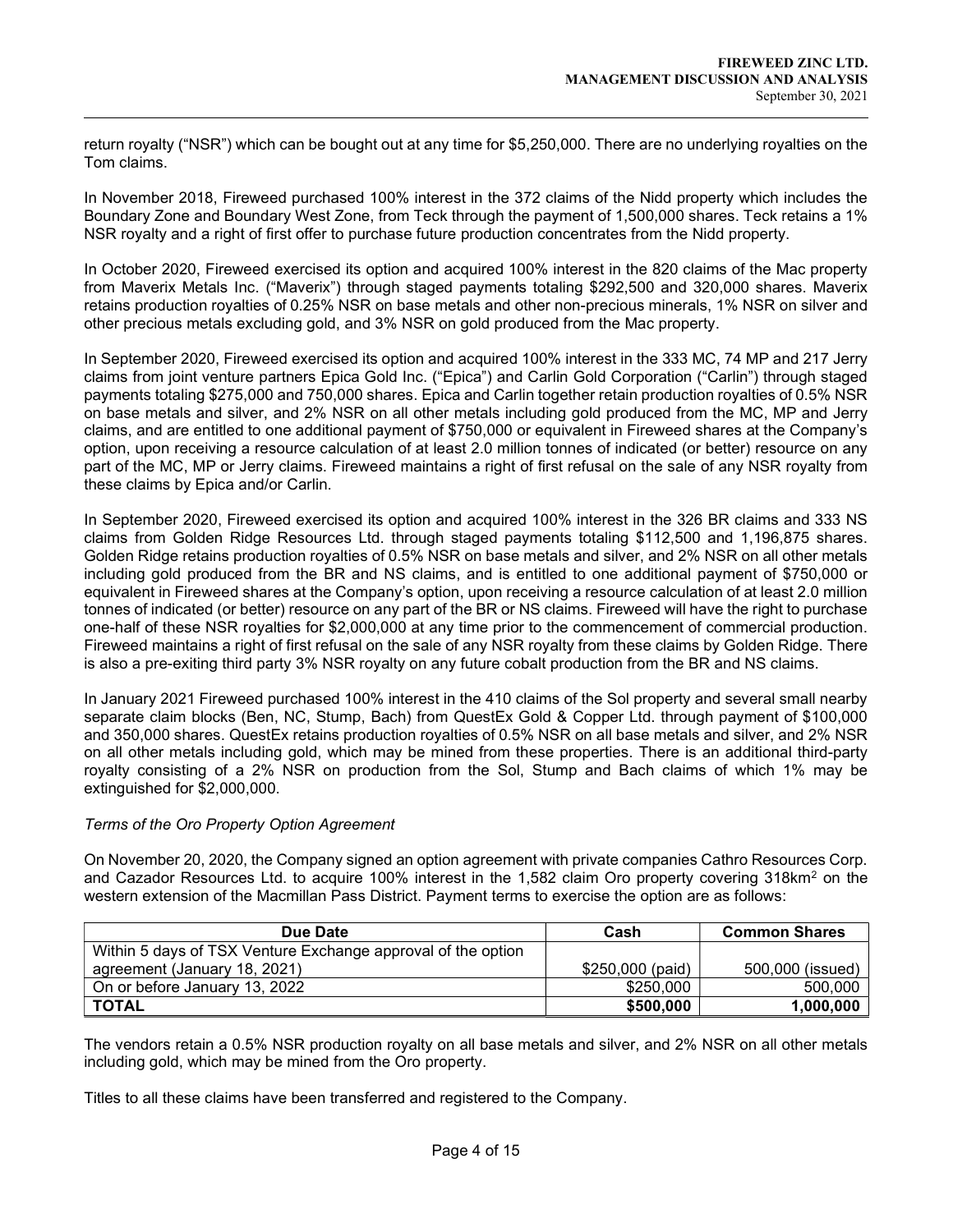return royalty ("NSR") which can be bought out at any time for $5,250,000. There are no underlying royalties on the Tom claims.

In November 2018, Fireweed purchased 100% interest in the 372 claims of the Nidd property which includes the Boundary Zone and Boundary West Zone, from Teck through the payment of 1,500,000 shares. Teck retains a 1% NSR royalty and a right of first offer to purchase future production concentrates from the Nidd property.

In October 2020, Fireweed exercised its option and acquired 100% interest in the 820 claims of the Mac property from Maverix Metals Inc. ("Maverix") through staged payments totaling $292,500 and 320,000 shares. Maverix retains production royalties of 0.25% NSR on base metals and other non-precious minerals, 1% NSR on silver and other precious metals excluding gold, and 3% NSR on gold produced from the Mac property.

In September 2020, Fireweed exercised its option and acquired 100% interest in the 333 MC, 74 MP and 217 Jerry claims from joint venture partners Epica Gold Inc. ("Epica") and Carlin Gold Corporation ("Carlin") through staged payments totaling $275,000 and 750,000 shares. Epica and Carlin together retain production royalties of 0.5% NSR on base metals and silver, and 2% NSR on all other metals including gold produced from the MC, MP and Jerry claims, and are entitled to one additional payment of $750,000 or equivalent in Fireweed shares at the Company's option, upon receiving a resource calculation of at least 2.0 million tonnes of indicated (or better) resource on any part of the MC, MP or Jerry claims. Fireweed maintains a right of first refusal on the sale of any NSR royalty from these claims by Epica and/or Carlin.

In September 2020, Fireweed exercised its option and acquired 100% interest in the 326 BR claims and 333 NS claims from Golden Ridge Resources Ltd. through staged payments totaling $112,500 and 1,196,875 shares. Golden Ridge retains production royalties of 0.5% NSR on base metals and silver, and 2% NSR on all other metals including gold produced from the BR and NS claims, and is entitled to one additional payment of $750,000 or equivalent in Fireweed shares at the Company's option, upon receiving a resource calculation of at least 2.0 million tonnes of indicated (or better) resource on any part of the BR or NS claims. Fireweed will have the right to purchase one-half of these NSR royalties for $2,000,000 at any time prior to the commencement of commercial production. Fireweed maintains a right of first refusal on the sale of any NSR royalty from these claims by Golden Ridge. There is also a pre-exiting third party 3% NSR royalty on any future cobalt production from the BR and NS claims.

In January 2021 Fireweed purchased 100% interest in the 410 claims of the Sol property and several small nearby separate claim blocks (Ben, NC, Stump, Bach) from QuestEx Gold & Copper Ltd. through payment of $100,000 and 350,000 shares. QuestEx retains production royalties of 0.5% NSR on all base metals and silver, and 2% NSR on all other metals including gold, which may be mined from these properties. There is an additional third-party royalty consisting of a 2% NSR on production from the Sol, Stump and Bach claims of which 1% may be extinguished for $2,000,000.

*Terms of the Oro Property Option Agreement*

On November 20, 2020, the Company signed an option agreement with private companies Cathro Resources Corp. and Cazador Resources Ltd. to acquire 100% interest in the 1,582 claim Oro property covering 318km$^2$ on the western extension of the Macmillan Pass District. Payment terms to exercise the option are as follows:

| Due Date | Cash | Common Shares |
|---|---|---|
| Within 5 days of TSX Venture Exchange approval of the option agreement (January 18, 2021) | $250,000 (paid) | 500,000 (issued) |
| On or before January 13, 2022 | $250,000 | 500,000 |
| **TOTAL** | **$500,000** | **1,000,000** |

The vendors retain a 0.5% NSR production royalty on all base metals and silver, and 2% NSR on all other metals including gold, which may be mined from the Oro property.

Titles to all these claims have been transferred and registered to the Company.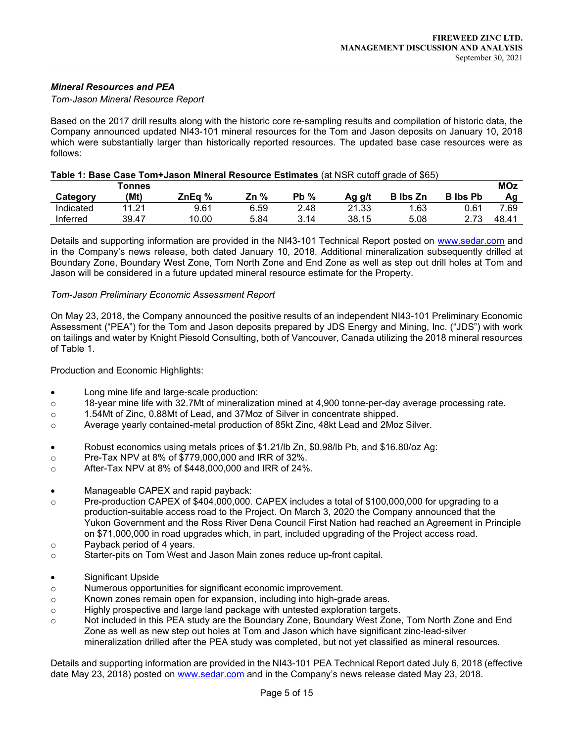### *Mineral Resources and PEA*

*Tom-Jason Mineral Resource Report*

Based on the 2017 drill results along with the historic core re-sampling results and compilation of historic data, the Company announced updated NI43-101 mineral resources for the Tom and Jason deposits on January 10, 2018 which were substantially larger than historically reported resources. The updated base case resources were as follows:

**Table 1: Base Case Tom+Jason Mineral Resource Estimates** (at NSR cutoff grade of $65)

| Category | Tonnes (Mt) | ZnEq % | Zn % | Pb % | Ag g/t | B lbs Zn | B lbs Pb | MOz Ag |
|---|---|---|---|---|---|---|---|---|
| Indicated | 11.21 | 9.61 | 6.59 | 2.48 | 21.33 | 1.63 | 0.61 | 7.69 |
| Inferred | 39.47 | 10.00 | 5.84 | 3.14 | 38.15 | 5.08 | 2.73 | 48.41 |

Details and supporting information are provided in the NI43-101 Technical Report posted on www.sedar.com and in the Company's news release, both dated January 10, 2018. Additional mineralization subsequently drilled at Boundary Zone, Boundary West Zone, Tom North Zone and End Zone as well as step out drill holes at Tom and Jason will be considered in a future updated mineral resource estimate for the Property.

*Tom-Jason Preliminary Economic Assessment Report*

On May 23, 2018, the Company announced the positive results of an independent NI43-101 Preliminary Economic Assessment ("PEA") for the Tom and Jason deposits prepared by JDS Energy and Mining, Inc. ("JDS") with work on tailings and water by Knight Piesold Consulting, both of Vancouver, Canada utilizing the 2018 mineral resources of Table 1.

Production and Economic Highlights:

- Long mine life and large-scale production:
  - 18-year mine life with 32.7Mt of mineralization mined at 4,900 tonne-per-day average processing rate.
  - 1.54Mt of Zinc, 0.88Mt of Lead, and 37Moz of Silver in concentrate shipped.
  - Average yearly contained-metal production of 85kt Zinc, 48kt Lead and 2Moz Silver.

- Robust economics using metals prices of $1.21/lb Zn, $0.98/lb Pb, and $16.80/oz Ag:
  - Pre-Tax NPV at 8% of $779,000,000 and IRR of 32%.
  - After-Tax NPV at 8% of $448,000,000 and IRR of 24%.

- Manageable CAPEX and rapid payback:
  - Pre-production CAPEX of $404,000,000. CAPEX includes a total of $100,000,000 for upgrading to a production-suitable access road to the Project. On March 3, 2020 the Company announced that the Yukon Government and the Ross River Dena Council First Nation had reached an Agreement in Principle on $71,000,000 in road upgrades which, in part, included upgrading of the Project access road.
  - Payback period of 4 years.
  - Starter-pits on Tom West and Jason Main zones reduce up-front capital.

- Significant Upside
  - Numerous opportunities for significant economic improvement.
  - Known zones remain open for expansion, including into high-grade areas.
  - Highly prospective and large land package with untested exploration targets.
  - Not included in this PEA study are the Boundary Zone, Boundary West Zone, Tom North Zone and End Zone as well as new step out holes at Tom and Jason which have significant zinc-lead-silver mineralization drilled after the PEA study was completed, but not yet classified as mineral resources.

Details and supporting information are provided in the NI43-101 PEA Technical Report dated July 6, 2018 (effective date May 23, 2018) posted on www.sedar.com and in the Company's news release dated May 23, 2018.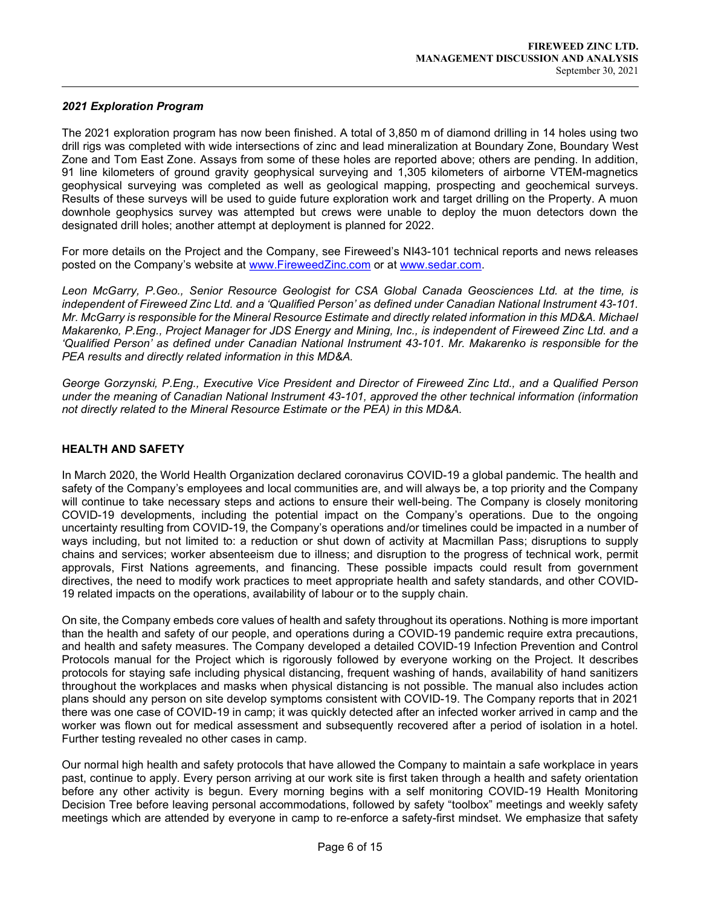### *2021 Exploration Program*

The 2021 exploration program has now been finished. A total of 3,850 m of diamond drilling in 14 holes using two drill rigs was completed with wide intersections of zinc and lead mineralization at Boundary Zone, Boundary West Zone and Tom East Zone. Assays from some of these holes are reported above; others are pending. In addition, 91 line kilometers of ground gravity geophysical surveying and 1,305 kilometers of airborne VTEM-magnetics geophysical surveying was completed as well as geological mapping, prospecting and geochemical surveys. Results of these surveys will be used to guide future exploration work and target drilling on the Property. A muon downhole geophysics survey was attempted but crews were unable to deploy the muon detectors down the designated drill holes; another attempt at deployment is planned for 2022.

For more details on the Project and the Company, see Fireweed's NI43-101 technical reports and news releases posted on the Company's website at [www.FireweedZinc.com](www.FireweedZinc.com) or at [www.sedar.com](www.sedar.com).

*Leon McGarry, P.Geo., Senior Resource Geologist for CSA Global Canada Geosciences Ltd. at the time, is independent of Fireweed Zinc Ltd. and a 'Qualified Person' as defined under Canadian National Instrument 43-101. Mr. McGarry is responsible for the Mineral Resource Estimate and directly related information in this MD&A. Michael Makarenko, P.Eng., Project Manager for JDS Energy and Mining, Inc., is independent of Fireweed Zinc Ltd. and a 'Qualified Person' as defined under Canadian National Instrument 43-101. Mr. Makarenko is responsible for the PEA results and directly related information in this MD&A.*

*George Gorzynski, P.Eng., Executive Vice President and Director of Fireweed Zinc Ltd., and a Qualified Person under the meaning of Canadian National Instrument 43-101, approved the other technical information (information not directly related to the Mineral Resource Estimate or the PEA) in this MD&A.*

## HEALTH AND SAFETY

In March 2020, the World Health Organization declared coronavirus COVID-19 a global pandemic. The health and safety of the Company's employees and local communities are, and will always be, a top priority and the Company will continue to take necessary steps and actions to ensure their well-being. The Company is closely monitoring COVID-19 developments, including the potential impact on the Company's operations. Due to the ongoing uncertainty resulting from COVID-19, the Company's operations and/or timelines could be impacted in a number of ways including, but not limited to: a reduction or shut down of activity at Macmillan Pass; disruptions to supply chains and services; worker absenteeism due to illness; and disruption to the progress of technical work, permit approvals, First Nations agreements, and financing. These possible impacts could result from government directives, the need to modify work practices to meet appropriate health and safety standards, and other COVID-19 related impacts on the operations, availability of labour or to the supply chain.

On site, the Company embeds core values of health and safety throughout its operations. Nothing is more important than the health and safety of our people, and operations during a COVID-19 pandemic require extra precautions, and health and safety measures. The Company developed a detailed COVID-19 Infection Prevention and Control Protocols manual for the Project which is rigorously followed by everyone working on the Project. It describes protocols for staying safe including physical distancing, frequent washing of hands, availability of hand sanitizers throughout the workplaces and masks when physical distancing is not possible. The manual also includes action plans should any person on site develop symptoms consistent with COVID-19. The Company reports that in 2021 there was one case of COVID-19 in camp; it was quickly detected after an infected worker arrived in camp and the worker was flown out for medical assessment and subsequently recovered after a period of isolation in a hotel. Further testing revealed no other cases in camp.

Our normal high health and safety protocols that have allowed the Company to maintain a safe workplace in years past, continue to apply. Every person arriving at our work site is first taken through a health and safety orientation before any other activity is begun. Every morning begins with a self monitoring COVID-19 Health Monitoring Decision Tree before leaving personal accommodations, followed by safety "toolbox" meetings and weekly safety meetings which are attended by everyone in camp to re-enforce a safety-first mindset. We emphasize that safety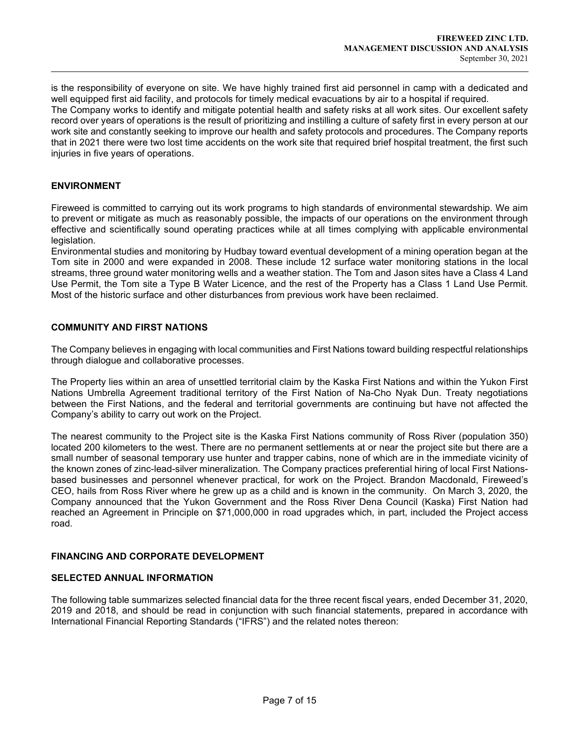is the responsibility of everyone on site. We have highly trained first aid personnel in camp with a dedicated and well equipped first aid facility, and protocols for timely medical evacuations by air to a hospital if required.
The Company works to identify and mitigate potential health and safety risks at all work sites. Our excellent safety record over years of operations is the result of prioritizing and instilling a culture of safety first in every person at our work site and constantly seeking to improve our health and safety protocols and procedures. The Company reports that in 2021 there were two lost time accidents on the work site that required brief hospital treatment, the first such injuries in five years of operations.

## ENVIRONMENT

Fireweed is committed to carrying out its work programs to high standards of environmental stewardship. We aim to prevent or mitigate as much as reasonably possible, the impacts of our operations on the environment through effective and scientifically sound operating practices while at all times complying with applicable environmental legislation.
Environmental studies and monitoring by Hudbay toward eventual development of a mining operation began at the Tom site in 2000 and were expanded in 2008. These include 12 surface water monitoring stations in the local streams, three ground water monitoring wells and a weather station. The Tom and Jason sites have a Class 4 Land Use Permit, the Tom site a Type B Water Licence, and the rest of the Property has a Class 1 Land Use Permit. Most of the historic surface and other disturbances from previous work have been reclaimed.

## COMMUNITY AND FIRST NATIONS

The Company believes in engaging with local communities and First Nations toward building respectful relationships through dialogue and collaborative processes.

The Property lies within an area of unsettled territorial claim by the Kaska First Nations and within the Yukon First Nations Umbrella Agreement traditional territory of the First Nation of Na-Cho Nyak Dun. Treaty negotiations between the First Nations, and the federal and territorial governments are continuing but have not affected the Company's ability to carry out work on the Project.

The nearest community to the Project site is the Kaska First Nations community of Ross River (population 350) located 200 kilometers to the west. There are no permanent settlements at or near the project site but there are a small number of seasonal temporary use hunter and trapper cabins, none of which are in the immediate vicinity of the known zones of zinc-lead-silver mineralization. The Company practices preferential hiring of local First Nations-based businesses and personnel whenever practical, for work on the Project. Brandon Macdonald, Fireweed's CEO, hails from Ross River where he grew up as a child and is known in the community. On March 3, 2020, the Company announced that the Yukon Government and the Ross River Dena Council (Kaska) First Nation had reached an Agreement in Principle on $71,000,000 in road upgrades which, in part, included the Project access road.

## FINANCING AND CORPORATE DEVELOPMENT

## SELECTED ANNUAL INFORMATION

The following table summarizes selected financial data for the three recent fiscal years, ended December 31, 2020, 2019 and 2018, and should be read in conjunction with such financial statements, prepared in accordance with International Financial Reporting Standards ("IFRS") and the related notes thereon: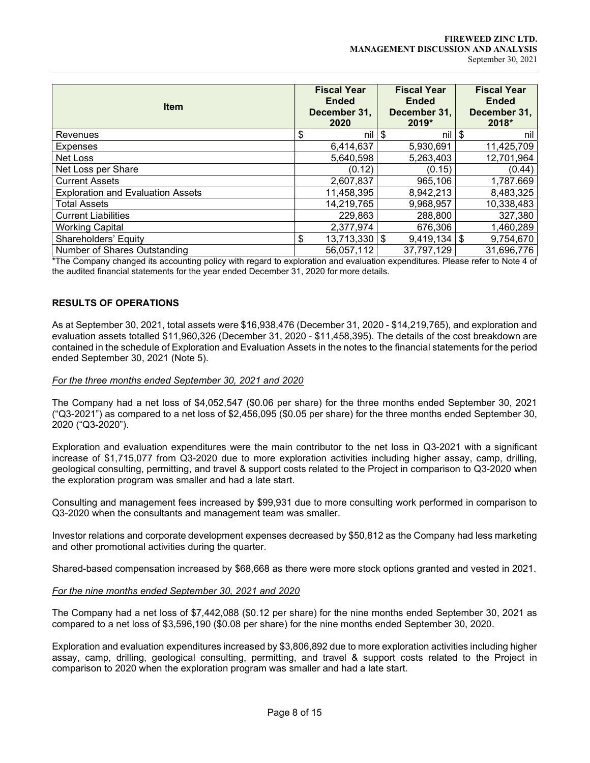| Item | Fiscal Year Ended December 31, 2020 | Fiscal Year Ended December 31, 2019* | Fiscal Year Ended December 31, 2018* |
|---|---|---|---|
| Revenues | $ nil | $ nil | $ nil |
| Expenses | 6,414,637 | 5,930,691 | 11,425,709 |
| Net Loss | 5,640,598 | 5,263,403 | 12,701,964 |
| Net Loss per Share | (0.12) | (0.15) | (0.44) |
| Current Assets | 2,607,837 | 965,106 | 1,787.669 |
| Exploration and Evaluation Assets | 11,458,395 | 8,942,213 | 8,483,325 |
| Total Assets | 14,219,765 | 9,968,957 | 10,338,483 |
| Current Liabilities | 229,863 | 288,800 | 327,380 |
| Working Capital | 2,377,974 | 676,306 | 1,460,289 |
| Shareholders' Equity | $ 13,713,330 | $ 9,419,134 | $ 9,754,670 |
| Number of Shares Outstanding | 56,057,112 | 37,797,129 | 31,696,776 |

*The Company changed its accounting policy with regard to exploration and evaluation expenditures. Please refer to Note 4 of the audited financial statements for the year ended December 31, 2020 for more details.

## RESULTS OF OPERATIONS

As at September 30, 2021, total assets were $16,938,476 (December 31, 2020 - $14,219,765), and exploration and evaluation assets totalled $11,960,326 (December 31, 2020 - $11,458,395). The details of the cost breakdown are contained in the schedule of Exploration and Evaluation Assets in the notes to the financial statements for the period ended September 30, 2021 (Note 5).

*For the three months ended September 30, 2021 and 2020*

The Company had a net loss of $4,052,547 ($0.06 per share) for the three months ended September 30, 2021 ("Q3-2021") as compared to a net loss of $2,456,095 ($0.05 per share) for the three months ended September 30, 2020 ("Q3-2020").

Exploration and evaluation expenditures were the main contributor to the net loss in Q3-2021 with a significant increase of $1,715,077 from Q3-2020 due to more exploration activities including higher assay, camp, drilling, geological consulting, permitting, and travel & support costs related to the Project in comparison to Q3-2020 when the exploration program was smaller and had a late start.

Consulting and management fees increased by $99,931 due to more consulting work performed in comparison to Q3-2020 when the consultants and management team was smaller.

Investor relations and corporate development expenses decreased by $50,812 as the Company had less marketing and other promotional activities during the quarter.

Shared-based compensation increased by $68,668 as there were more stock options granted and vested in 2021.

*For the nine months ended September 30, 2021 and 2020*

The Company had a net loss of $7,442,088 ($0.12 per share) for the nine months ended September 30, 2021 as compared to a net loss of $3,596,190 ($0.08 per share) for the nine months ended September 30, 2020.

Exploration and evaluation expenditures increased by $3,806,892 due to more exploration activities including higher assay, camp, drilling, geological consulting, permitting, and travel & support costs related to the Project in comparison to 2020 when the exploration program was smaller and had a late start.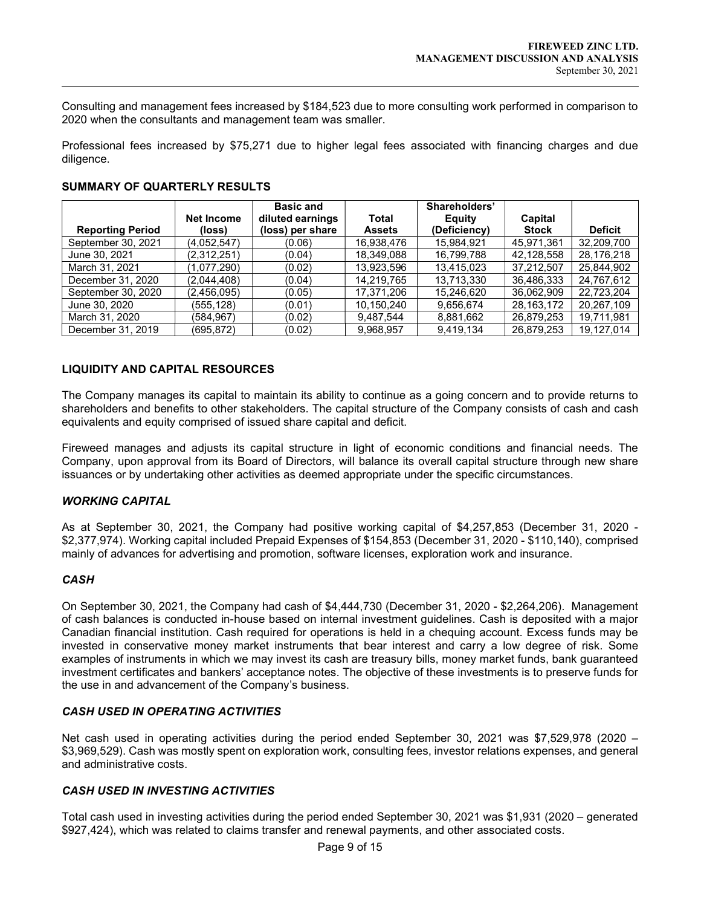Consulting and management fees increased by $184,523 due to more consulting work performed in comparison to 2020 when the consultants and management team was smaller.

Professional fees increased by $75,271 due to higher legal fees associated with financing charges and due diligence.

## SUMMARY OF QUARTERLY RESULTS

| Reporting Period | Net Income (loss) | Basic and diluted earnings (loss) per share | Total Assets | Shareholders' Equity (Deficiency) | Capital Stock | Deficit |
|---|---|---|---|---|---|---|
| September 30, 2021 | (4,052,547) | (0.06) | 16,938,476 | 15,984,921 | 45,971,361 | 32,209,700 |
| June 30, 2021 | (2,312,251) | (0.04) | 18,349,088 | 16,799,788 | 42,128,558 | 28,176,218 |
| March 31, 2021 | (1,077,290) | (0.02) | 13,923,596 | 13,415,023 | 37,212,507 | 25,844,902 |
| December 31, 2020 | (2,044,408) | (0.04) | 14,219,765 | 13,713,330 | 36,486,333 | 24,767,612 |
| September 30, 2020 | (2,456,095) | (0.05) | 17,371,206 | 15,246,620 | 36,062,909 | 22,723,204 |
| June 30, 2020 | (555,128) | (0.01) | 10,150,240 | 9,656,674 | 28,163,172 | 20,267,109 |
| March 31, 2020 | (584,967) | (0.02) | 9,487,544 | 8,881,662 | 26,879,253 | 19,711,981 |
| December 31, 2019 | (695,872) | (0.02) | 9,968,957 | 9,419,134 | 26,879,253 | 19,127,014 |

## LIQUIDITY AND CAPITAL RESOURCES

The Company manages its capital to maintain its ability to continue as a going concern and to provide returns to shareholders and benefits to other stakeholders. The capital structure of the Company consists of cash and cash equivalents and equity comprised of issued share capital and deficit.

Fireweed manages and adjusts its capital structure in light of economic conditions and financial needs. The Company, upon approval from its Board of Directors, will balance its overall capital structure through new share issuances or by undertaking other activities as deemed appropriate under the specific circumstances.

### *WORKING CAPITAL*

As at September 30, 2021, the Company had positive working capital of $4,257,853 (December 31, 2020 - $2,377,974). Working capital included Prepaid Expenses of $154,853 (December 31, 2020 - $110,140), comprised mainly of advances for advertising and promotion, software licenses, exploration work and insurance.

### *CASH*

On September 30, 2021, the Company had cash of $4,444,730 (December 31, 2020 - $2,264,206). Management of cash balances is conducted in-house based on internal investment guidelines. Cash is deposited with a major Canadian financial institution. Cash required for operations is held in a chequing account. Excess funds may be invested in conservative money market instruments that bear interest and carry a low degree of risk. Some examples of instruments in which we may invest its cash are treasury bills, money market funds, bank guaranteed investment certificates and bankers' acceptance notes. The objective of these investments is to preserve funds for the use in and advancement of the Company's business.

### *CASH USED IN OPERATING ACTIVITIES*

Net cash used in operating activities during the period ended September 30, 2021 was $7,529,978 (2020 – $3,969,529). Cash was mostly spent on exploration work, consulting fees, investor relations expenses, and general and administrative costs.

### *CASH USED IN INVESTING ACTIVITIES*

Total cash used in investing activities during the period ended September 30, 2021 was $1,931 (2020 – generated $927,424), which was related to claims transfer and renewal payments, and other associated costs.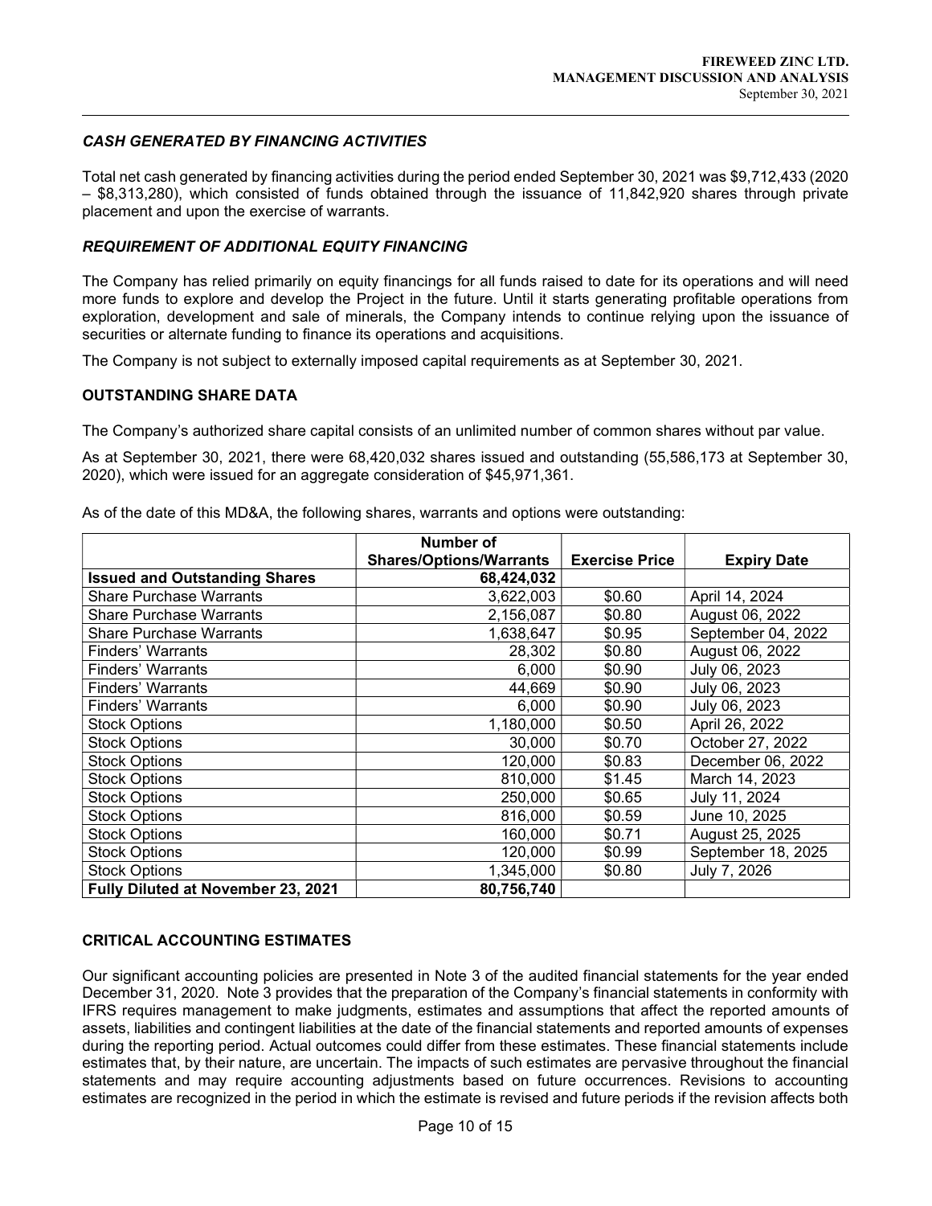### *CASH GENERATED BY FINANCING ACTIVITIES*

Total net cash generated by financing activities during the period ended September 30, 2021 was $9,712,433 (2020 – $8,313,280), which consisted of funds obtained through the issuance of 11,842,920 shares through private placement and upon the exercise of warrants.

### *REQUIREMENT OF ADDITIONAL EQUITY FINANCING*

The Company has relied primarily on equity financings for all funds raised to date for its operations and will need more funds to explore and develop the Project in the future. Until it starts generating profitable operations from exploration, development and sale of minerals, the Company intends to continue relying upon the issuance of securities or alternate funding to finance its operations and acquisitions.

The Company is not subject to externally imposed capital requirements as at September 30, 2021.

## OUTSTANDING SHARE DATA

The Company's authorized share capital consists of an unlimited number of common shares without par value.

As at September 30, 2021, there were 68,420,032 shares issued and outstanding (55,586,173 at September 30, 2020), which were issued for an aggregate consideration of $45,971,361.

As of the date of this MD&A, the following shares, warrants and options were outstanding:

| | Number of Shares/Options/Warrants | Exercise Price | Expiry Date |
|---|---:|---|---|
| **Issued and Outstanding Shares** | **68,424,032** | | |
| Share Purchase Warrants | 3,622,003 | $0.60 | April 14, 2024 |
| Share Purchase Warrants | 2,156,087 | $0.80 | August 06, 2022 |
| Share Purchase Warrants | 1,638,647 | $0.95 | September 04, 2022 |
| Finders' Warrants | 28,302 | $0.80 | August 06, 2022 |
| Finders' Warrants | 6,000 | $0.90 | July 06, 2023 |
| Finders' Warrants | 44,669 | $0.90 | July 06, 2023 |
| Finders' Warrants | 6,000 | $0.90 | July 06, 2023 |
| Stock Options | 1,180,000 | $0.50 | April 26, 2022 |
| Stock Options | 30,000 | $0.70 | October 27, 2022 |
| Stock Options | 120,000 | $0.83 | December 06, 2022 |
| Stock Options | 810,000 | $1.45 | March 14, 2023 |
| Stock Options | 250,000 | $0.65 | July 11, 2024 |
| Stock Options | 816,000 | $0.59 | June 10, 2025 |
| Stock Options | 160,000 | $0.71 | August 25, 2025 |
| Stock Options | 120,000 | $0.99 | September 18, 2025 |
| Stock Options | 1,345,000 | $0.80 | July 7, 2026 |
| **Fully Diluted at November 23, 2021** | **80,756,740** | | |

## CRITICAL ACCOUNTING ESTIMATES

Our significant accounting policies are presented in Note 3 of the audited financial statements for the year ended December 31, 2020. Note 3 provides that the preparation of the Company's financial statements in conformity with IFRS requires management to make judgments, estimates and assumptions that affect the reported amounts of assets, liabilities and contingent liabilities at the date of the financial statements and reported amounts of expenses during the reporting period. Actual outcomes could differ from these estimates. These financial statements include estimates that, by their nature, are uncertain. The impacts of such estimates are pervasive throughout the financial statements and may require accounting adjustments based on future occurrences. Revisions to accounting estimates are recognized in the period in which the estimate is revised and future periods if the revision affects both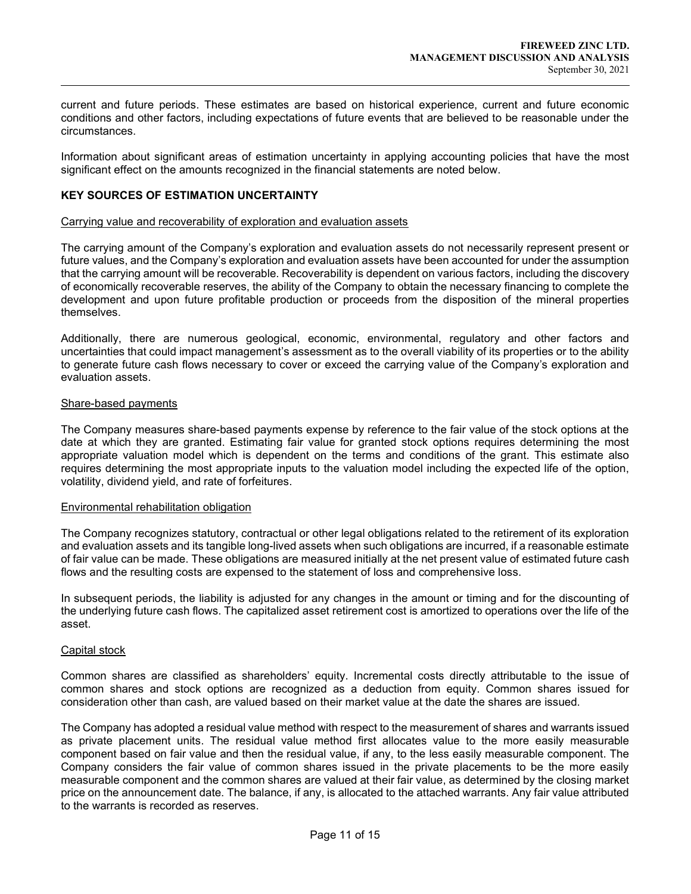current and future periods. These estimates are based on historical experience, current and future economic conditions and other factors, including expectations of future events that are believed to be reasonable under the circumstances.

Information about significant areas of estimation uncertainty in applying accounting policies that have the most significant effect on the amounts recognized in the financial statements are noted below.

## KEY SOURCES OF ESTIMATION UNCERTAINTY

### Carrying value and recoverability of exploration and evaluation assets

The carrying amount of the Company's exploration and evaluation assets do not necessarily represent present or future values, and the Company's exploration and evaluation assets have been accounted for under the assumption that the carrying amount will be recoverable. Recoverability is dependent on various factors, including the discovery of economically recoverable reserves, the ability of the Company to obtain the necessary financing to complete the development and upon future profitable production or proceeds from the disposition of the mineral properties themselves.

Additionally, there are numerous geological, economic, environmental, regulatory and other factors and uncertainties that could impact management's assessment as to the overall viability of its properties or to the ability to generate future cash flows necessary to cover or exceed the carrying value of the Company's exploration and evaluation assets.

### Share-based payments

The Company measures share-based payments expense by reference to the fair value of the stock options at the date at which they are granted. Estimating fair value for granted stock options requires determining the most appropriate valuation model which is dependent on the terms and conditions of the grant. This estimate also requires determining the most appropriate inputs to the valuation model including the expected life of the option, volatility, dividend yield, and rate of forfeitures.

### Environmental rehabilitation obligation

The Company recognizes statutory, contractual or other legal obligations related to the retirement of its exploration and evaluation assets and its tangible long-lived assets when such obligations are incurred, if a reasonable estimate of fair value can be made. These obligations are measured initially at the net present value of estimated future cash flows and the resulting costs are expensed to the statement of loss and comprehensive loss.

In subsequent periods, the liability is adjusted for any changes in the amount or timing and for the discounting of the underlying future cash flows. The capitalized asset retirement cost is amortized to operations over the life of the asset.

### Capital stock

Common shares are classified as shareholders' equity. Incremental costs directly attributable to the issue of common shares and stock options are recognized as a deduction from equity. Common shares issued for consideration other than cash, are valued based on their market value at the date the shares are issued.

The Company has adopted a residual value method with respect to the measurement of shares and warrants issued as private placement units. The residual value method first allocates value to the more easily measurable component based on fair value and then the residual value, if any, to the less easily measurable component. The Company considers the fair value of common shares issued in the private placements to be the more easily measurable component and the common shares are valued at their fair value, as determined by the closing market price on the announcement date. The balance, if any, is allocated to the attached warrants. Any fair value attributed to the warrants is recorded as reserves.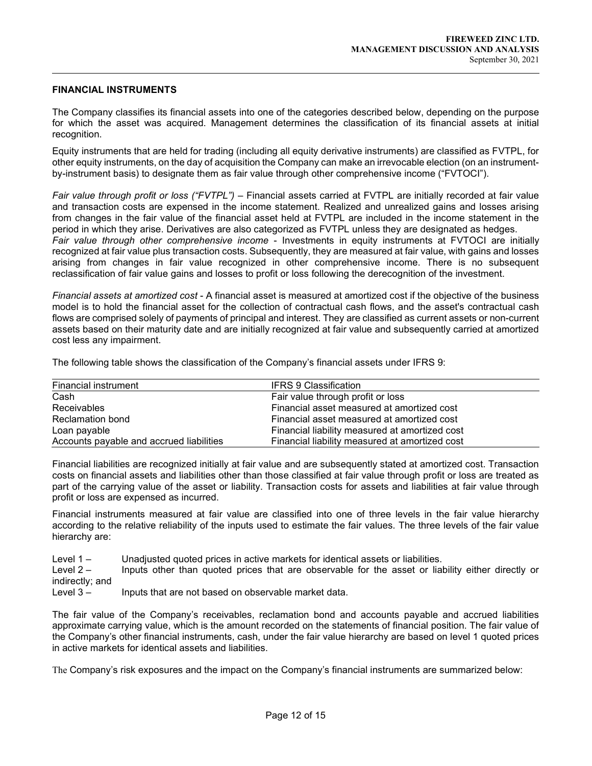## FINANCIAL INSTRUMENTS

The Company classifies its financial assets into one of the categories described below, depending on the purpose for which the asset was acquired. Management determines the classification of its financial assets at initial recognition.

Equity instruments that are held for trading (including all equity derivative instruments) are classified as FVTPL, for other equity instruments, on the day of acquisition the Company can make an irrevocable election (on an instrument-by-instrument basis) to designate them as fair value through other comprehensive income ("FVTOCI").

*Fair value through profit or loss ("FVTPL")* – Financial assets carried at FVTPL are initially recorded at fair value and transaction costs are expensed in the income statement. Realized and unrealized gains and losses arising from changes in the fair value of the financial asset held at FVTPL are included in the income statement in the period in which they arise. Derivatives are also categorized as FVTPL unless they are designated as hedges.

*Fair value through other comprehensive income* - Investments in equity instruments at FVTOCI are initially recognized at fair value plus transaction costs. Subsequently, they are measured at fair value, with gains and losses arising from changes in fair value recognized in other comprehensive income. There is no subsequent reclassification of fair value gains and losses to profit or loss following the derecognition of the investment.

*Financial assets at amortized cost* - A financial asset is measured at amortized cost if the objective of the business model is to hold the financial asset for the collection of contractual cash flows, and the asset's contractual cash flows are comprised solely of payments of principal and interest. They are classified as current assets or non-current assets based on their maturity date and are initially recognized at fair value and subsequently carried at amortized cost less any impairment.

The following table shows the classification of the Company's financial assets under IFRS 9:

| Financial instrument | IFRS 9 Classification |
|---|---|
| Cash | Fair value through profit or loss |
| Receivables | Financial asset measured at amortized cost |
| Reclamation bond | Financial asset measured at amortized cost |
| Loan payable | Financial liability measured at amortized cost |
| Accounts payable and accrued liabilities | Financial liability measured at amortized cost |

Financial liabilities are recognized initially at fair value and are subsequently stated at amortized cost. Transaction costs on financial assets and liabilities other than those classified at fair value through profit or loss are treated as part of the carrying value of the asset or liability. Transaction costs for assets and liabilities at fair value through profit or loss are expensed as incurred.

Financial instruments measured at fair value are classified into one of three levels in the fair value hierarchy according to the relative reliability of the inputs used to estimate the fair values. The three levels of the fair value hierarchy are:

Level 1 – Unadjusted quoted prices in active markets for identical assets or liabilities.
Level 2 – Inputs other than quoted prices that are observable for the asset or liability either directly or indirectly; and
Level 3 – Inputs that are not based on observable market data.

The fair value of the Company's receivables, reclamation bond and accounts payable and accrued liabilities approximate carrying value, which is the amount recorded on the statements of financial position. The fair value of the Company's other financial instruments, cash, under the fair value hierarchy are based on level 1 quoted prices in active markets for identical assets and liabilities.

The Company's risk exposures and the impact on the Company's financial instruments are summarized below: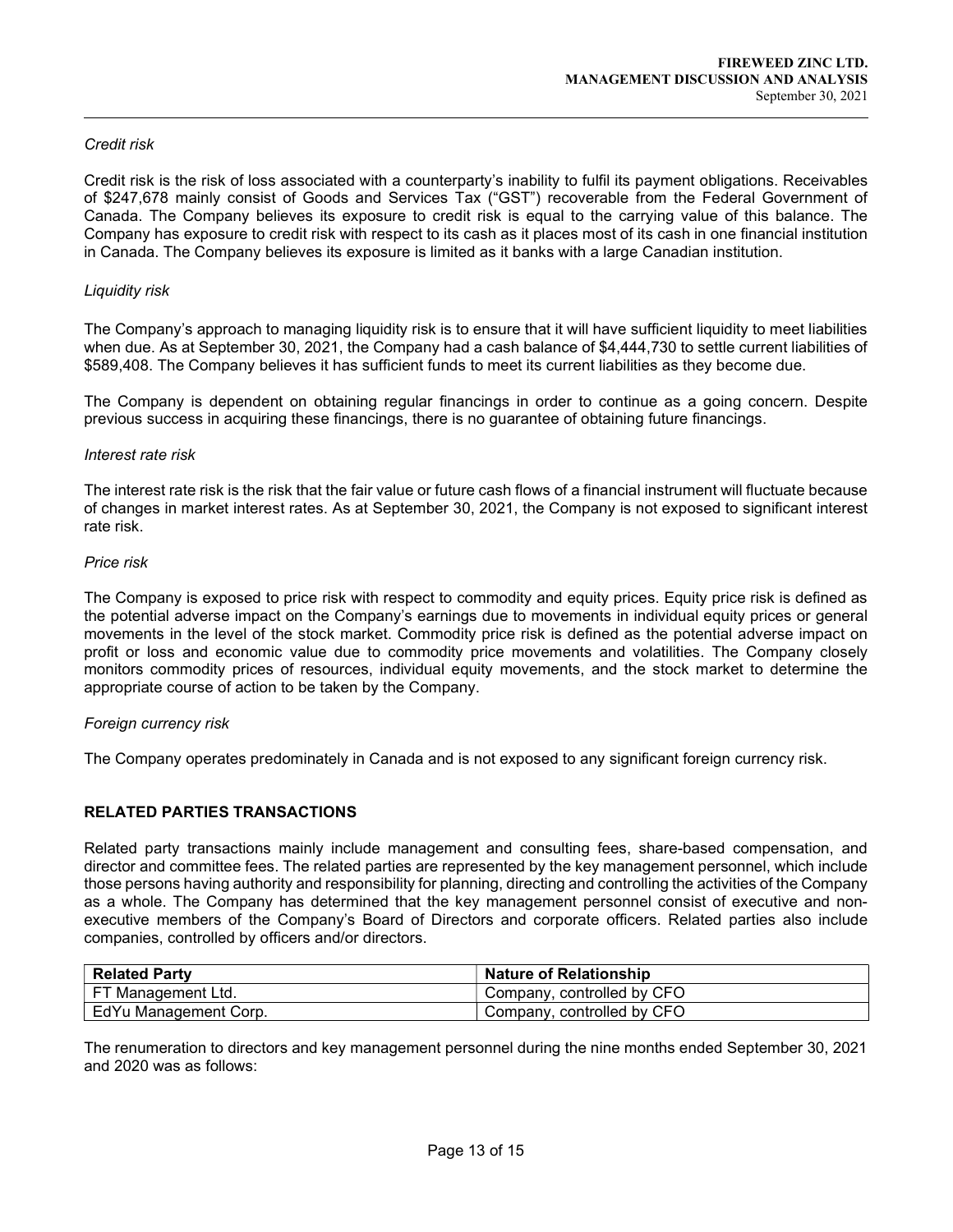*Credit risk*

Credit risk is the risk of loss associated with a counterparty's inability to fulfil its payment obligations. Receivables of $247,678 mainly consist of Goods and Services Tax ("GST") recoverable from the Federal Government of Canada. The Company believes its exposure to credit risk is equal to the carrying value of this balance. The Company has exposure to credit risk with respect to its cash as it places most of its cash in one financial institution in Canada. The Company believes its exposure is limited as it banks with a large Canadian institution.

*Liquidity risk*

The Company's approach to managing liquidity risk is to ensure that it will have sufficient liquidity to meet liabilities when due. As at September 30, 2021, the Company had a cash balance of $4,444,730 to settle current liabilities of $589,408. The Company believes it has sufficient funds to meet its current liabilities as they become due.

The Company is dependent on obtaining regular financings in order to continue as a going concern. Despite previous success in acquiring these financings, there is no guarantee of obtaining future financings.

*Interest rate risk*

The interest rate risk is the risk that the fair value or future cash flows of a financial instrument will fluctuate because of changes in market interest rates. As at September 30, 2021, the Company is not exposed to significant interest rate risk.

*Price risk*

The Company is exposed to price risk with respect to commodity and equity prices. Equity price risk is defined as the potential adverse impact on the Company's earnings due to movements in individual equity prices or general movements in the level of the stock market. Commodity price risk is defined as the potential adverse impact on profit or loss and economic value due to commodity price movements and volatilities. The Company closely monitors commodity prices of resources, individual equity movements, and the stock market to determine the appropriate course of action to be taken by the Company.

*Foreign currency risk*

The Company operates predominately in Canada and is not exposed to any significant foreign currency risk.

## RELATED PARTIES TRANSACTIONS

Related party transactions mainly include management and consulting fees, share-based compensation, and director and committee fees. The related parties are represented by the key management personnel, which include those persons having authority and responsibility for planning, directing and controlling the activities of the Company as a whole. The Company has determined that the key management personnel consist of executive and non-executive members of the Company's Board of Directors and corporate officers. Related parties also include companies, controlled by officers and/or directors.

| Related Party | Nature of Relationship |
|---|---|
| FT Management Ltd. | Company, controlled by CFO |
| EdYu Management Corp. | Company, controlled by CFO |

The renumeration to directors and key management personnel during the nine months ended September 30, 2021 and 2020 was as follows: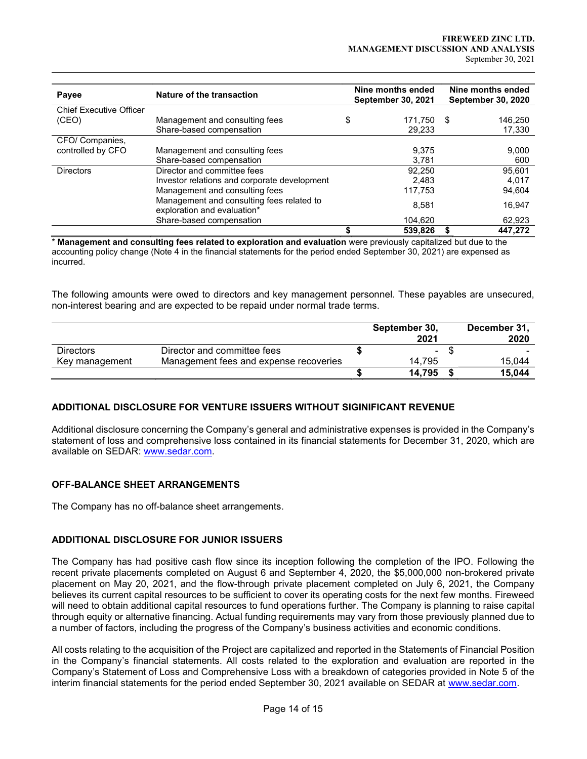| Payee | Nature of the transaction | Nine months ended September 30, 2021 | Nine months ended September 30, 2020 |
|---|---|---|---|
| Chief Executive Officer (CEO) | Management and consulting fees | $ 171,750 | $ 146,250 |
| | Share-based compensation | 29,233 | 17,330 |
| CFO/ Companies, controlled by CFO | Management and consulting fees | 9,375 | 9,000 |
| | Share-based compensation | 3,781 | 600 |
| Directors | Director and committee fees | 92,250 | 95,601 |
| | Investor relations and corporate development | 2,483 | 4,017 |
| | Management and consulting fees | 117,753 | 94,604 |
| | Management and consulting fees related to exploration and evaluation* | 8,581 | 16,947 |
| | Share-based compensation | 104,620 | 62,923 |
| | | **$ 539,826** | **$ 447,272** |

\* **Management and consulting fees related to exploration and evaluation** were previously capitalized but due to the accounting policy change (Note 4 in the financial statements for the period ended September 30, 2021) are expensed as incurred.

The following amounts were owed to directors and key management personnel. These payables are unsecured, non-interest bearing and are expected to be repaid under normal trade terms.

| | | September 30, 2021 | December 31, 2020 |
|---|---|---|---|
| Directors | Director and committee fees | $ - | $ - |
| Key management | Management fees and expense recoveries | 14,795 | 15,044 |
| | | **$ 14,795** | **$ 15,044** |

## ADDITIONAL DISCLOSURE FOR VENTURE ISSUERS WITHOUT SIGINIFICANT REVENUE

Additional disclosure concerning the Company's general and administrative expenses is provided in the Company's statement of loss and comprehensive loss contained in its financial statements for December 31, 2020, which are available on SEDAR: www.sedar.com.

## OFF-BALANCE SHEET ARRANGEMENTS

The Company has no off-balance sheet arrangements.

## ADDITIONAL DISCLOSURE FOR JUNIOR ISSUERS

The Company has had positive cash flow since its inception following the completion of the IPO. Following the recent private placements completed on August 6 and September 4, 2020, the $5,000,000 non-brokered private placement on May 20, 2021, and the flow-through private placement completed on July 6, 2021, the Company believes its current capital resources to be sufficient to cover its operating costs for the next few months. Fireweed will need to obtain additional capital resources to fund operations further. The Company is planning to raise capital through equity or alternative financing. Actual funding requirements may vary from those previously planned due to a number of factors, including the progress of the Company's business activities and economic conditions.

All costs relating to the acquisition of the Project are capitalized and reported in the Statements of Financial Position in the Company's financial statements. All costs related to the exploration and evaluation are reported in the Company's Statement of Loss and Comprehensive Loss with a breakdown of categories provided in Note 5 of the interim financial statements for the period ended September 30, 2021 available on SEDAR at www.sedar.com.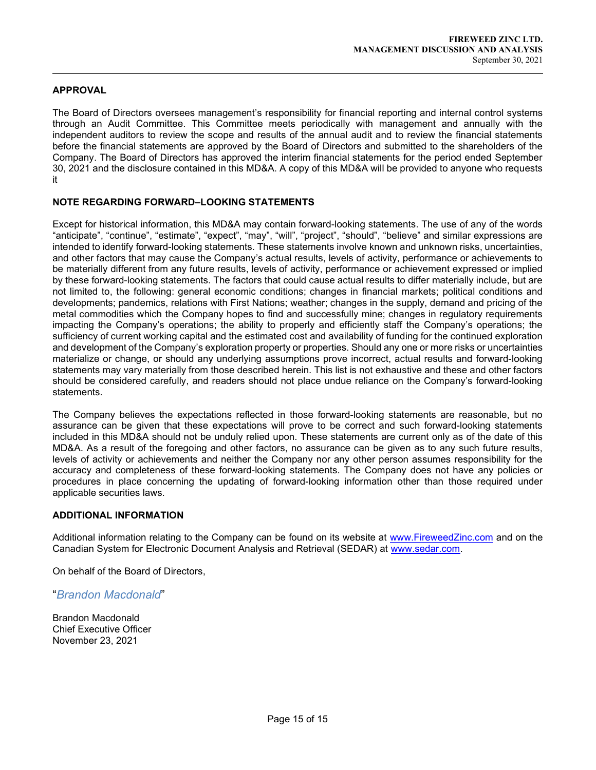## APPROVAL

The Board of Directors oversees management's responsibility for financial reporting and internal control systems through an Audit Committee. This Committee meets periodically with management and annually with the independent auditors to review the scope and results of the annual audit and to review the financial statements before the financial statements are approved by the Board of Directors and submitted to the shareholders of the Company. The Board of Directors has approved the interim financial statements for the period ended September 30, 2021 and the disclosure contained in this MD&A. A copy of this MD&A will be provided to anyone who requests it

## NOTE REGARDING FORWARD–LOOKING STATEMENTS

Except for historical information, this MD&A may contain forward-looking statements. The use of any of the words "anticipate", "continue", "estimate", "expect", "may", "will", "project", "should", "believe" and similar expressions are intended to identify forward-looking statements. These statements involve known and unknown risks, uncertainties, and other factors that may cause the Company's actual results, levels of activity, performance or achievements to be materially different from any future results, levels of activity, performance or achievement expressed or implied by these forward-looking statements. The factors that could cause actual results to differ materially include, but are not limited to, the following: general economic conditions; changes in financial markets; political conditions and developments; pandemics, relations with First Nations; weather; changes in the supply, demand and pricing of the metal commodities which the Company hopes to find and successfully mine; changes in regulatory requirements impacting the Company's operations; the ability to properly and efficiently staff the Company's operations; the sufficiency of current working capital and the estimated cost and availability of funding for the continued exploration and development of the Company's exploration property or properties. Should any one or more risks or uncertainties materialize or change, or should any underlying assumptions prove incorrect, actual results and forward-looking statements may vary materially from those described herein. This list is not exhaustive and these and other factors should be considered carefully, and readers should not place undue reliance on the Company's forward-looking statements.

The Company believes the expectations reflected in those forward-looking statements are reasonable, but no assurance can be given that these expectations will prove to be correct and such forward-looking statements included in this MD&A should not be unduly relied upon. These statements are current only as of the date of this MD&A. As a result of the foregoing and other factors, no assurance can be given as to any such future results, levels of activity or achievements and neither the Company nor any other person assumes responsibility for the accuracy and completeness of these forward-looking statements. The Company does not have any policies or procedures in place concerning the updating of forward-looking information other than those required under applicable securities laws.

## ADDITIONAL INFORMATION

Additional information relating to the Company can be found on its website at www.FireweedZinc.com and on the Canadian System for Electronic Document Analysis and Retrieval (SEDAR) at www.sedar.com.

On behalf of the Board of Directors,

"*Brandon Macdonald*"

Brandon Macdonald
Chief Executive Officer
November 23, 2021